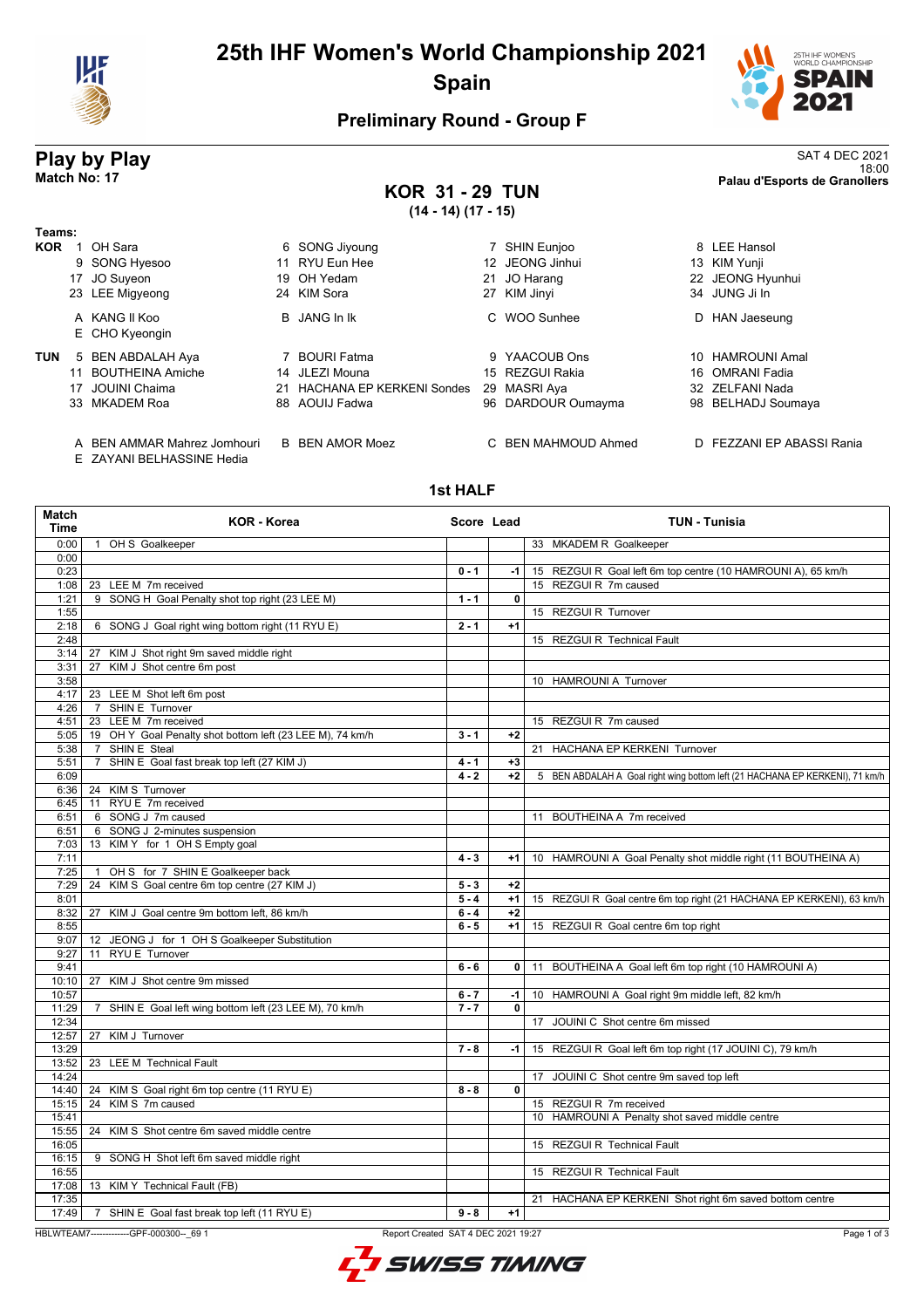# 25th IHF Women's World Championship 2021

## Spain

### Preliminary Round - Group F

## Play by Play

**Match No: 17**

SAT 4 DEC 2021
18:00
**Palau d'Esports de Granollers**

### KOR 31 - 29 TUN

**(14 - 14) (17 - 15)**

**Teams:**

**KOR**

| | | | |
|---|---|---|---|
| 1 OH Sara | 6 SONG Jiyoung | 7 SHIN Eunjoo | 8 LEE Hansol |
| 9 SONG Hyesoo | 11 RYU Eun Hee | 12 JEONG Jinhui | 13 KIM Yunji |
| 17 JO Suyeon | 19 OH Yedam | 21 JO Harang | 22 JEONG Hyunhui |
| 23 LEE Migyeong | 24 KIM Sora | 27 KIM Jinyi | 34 JUNG Ji In |
| A KANG Il Koo | B JANG In Ik | C WOO Sunhee | D HAN Jaeseung |
| E CHO Kyeongin | | | |

**TUN**

| | | | |
|---|---|---|---|
| 5 BEN ABDALAH Aya | 7 BOURI Fatma | 9 YAACOUB Ons | 10 HAMROUNI Amal |
| 11 BOUTHEINA Amiche | 14 JLEZI Mouna | 15 REZGUI Rakia | 16 OMRANI Fadia |
| 17 JOUINI Chaima | 21 HACHANA EP KERKENI Sondes | 29 MASRI Aya | 32 ZELFANI Nada |
| 33 MKADEM Roa | 88 AOUIJ Fadwa | 96 DARDOUR Oumayma | 98 BELHADJ Soumaya |
| A BEN AMMAR Mahrez Jomhouri | B BEN AMOR Moez | C BEN MAHMOUD Ahmed | D FEZZANI EP ABASSI Rania |
| E ZAYANI BELHASSINE Hedia | | | |

### 1st HALF

| Match Time | KOR - Korea | Score | Lead | TUN - Tunisia |
|---|---|---|---|---|
| 0:00 | 1 OH S Goalkeeper | | | 33 MKADEM R Goalkeeper |
| 0:00 | | | | |
| 0:23 | | 0 - 1 | -1 | 15 REZGUI R Goal left 6m top centre (10 HAMROUNI A), 65 km/h |
| 1:08 | 23 LEE M 7m received | | | 15 REZGUI R 7m caused |
| 1:21 | 9 SONG H Goal Penalty shot top right (23 LEE M) | 1 - 1 | 0 | |
| 1:55 | | | | 15 REZGUI R Turnover |
| 2:18 | 6 SONG J Goal right wing bottom right (11 RYU E) | 2 - 1 | +1 | |
| 2:48 | | | | 15 REZGUI R Technical Fault |
| 3:14 | 27 KIM J Shot right 9m saved middle right | | | |
| 3:31 | 27 KIM J Shot centre 6m post | | | |
| 3:58 | | | | 10 HAMROUNI A Turnover |
| 4:17 | 23 LEE M Shot left 6m post | | | |
| 4:26 | 7 SHIN E Turnover | | | |
| 4:51 | 23 LEE M 7m received | | | 15 REZGUI R 7m caused |
| 5:05 | 19 OH Y Goal Penalty shot bottom left (23 LEE M), 74 km/h | 3 - 1 | +2 | |
| 5:38 | 7 SHIN E Steal | | | 21 HACHANA EP KERKENI Turnover |
| 5:51 | 7 SHIN E Goal fast break top left (27 KIM J) | 4 - 1 | +3 | |
| 6:09 | | 4 - 2 | +2 | 5 BEN ABDALAH A Goal right wing bottom left (21 HACHANA EP KERKENI), 71 km/h |
| 6:36 | 24 KIM S Turnover | | | |
| 6:45 | 11 RYU E 7m received | | | |
| 6:51 | 6 SONG J 7m caused | | | 11 BOUTHEINA A 7m received |
| 6:51 | 6 SONG J 2-minutes suspension | | | |
| 7:03 | 13 KIM Y for 1 OH S Empty goal | | | |
| 7:11 | | 4 - 3 | +1 | 10 HAMROUNI A Goal Penalty shot middle right (11 BOUTHEINA A) |
| 7:25 | 1 OH S for 7 SHIN E Goalkeeper back | | | |
| 7:29 | 24 KIM S Goal centre 6m top centre (27 KIM J) | 5 - 3 | +2 | |
| 8:01 | | 5 - 4 | +1 | 15 REZGUI R Goal centre 6m top right (21 HACHANA EP KERKENI), 63 km/h |
| 8:32 | 27 KIM J Goal centre 9m bottom left, 86 km/h | 6 - 4 | +2 | |
| 8:55 | | 6 - 5 | +1 | 15 REZGUI R Goal centre 6m top right |
| 9:07 | 12 JEONG J for 1 OH S Goalkeeper Substitution | | | |
| 9:27 | 11 RYU E Turnover | | | |
| 9:41 | | 6 - 6 | 0 | 11 BOUTHEINA A Goal left 6m top right (10 HAMROUNI A) |
| 10:10 | 27 KIM J Shot centre 9m missed | | | |
| 10:57 | | 6 - 7 | -1 | 10 HAMROUNI A Goal right 9m middle left, 82 km/h |
| 11:29 | 7 SHIN E Goal left wing bottom left (23 LEE M), 70 km/h | 7 - 7 | 0 | |
| 12:34 | | | | 17 JOUINI C Shot centre 6m missed |
| 12:57 | 27 KIM J Turnover | | | |
| 13:29 | | 7 - 8 | -1 | 15 REZGUI R Goal left 6m top right (17 JOUINI C), 79 km/h |
| 13:52 | 23 LEE M Technical Fault | | | |
| 14:24 | | | | 17 JOUINI C Shot centre 9m saved top left |
| 14:40 | 24 KIM S Goal right 6m top centre (11 RYU E) | 8 - 8 | 0 | |
| 15:15 | 24 KIM S 7m caused | | | 15 REZGUI R 7m received |
| 15:41 | | | | 10 HAMROUNI A Penalty shot saved middle centre |
| 15:55 | 24 KIM S Shot centre 6m saved middle centre | | | |
| 16:05 | | | | 15 REZGUI R Technical Fault |
| 16:15 | 9 SONG H Shot left 6m saved middle right | | | |
| 16:55 | | | | 15 REZGUI R Technical Fault |
| 17:08 | 13 KIM Y Technical Fault (FB) | | | |
| 17:35 | | | | 21 HACHANA EP KERKENI Shot right 6m saved bottom centre |
| 17:49 | 7 SHIN E Goal fast break top left (11 RYU E) | 9 - 8 | +1 | |

HBLWTEAM7-------------GPF-000300--_69 1 Report Created SAT 4 DEC 2021 19:27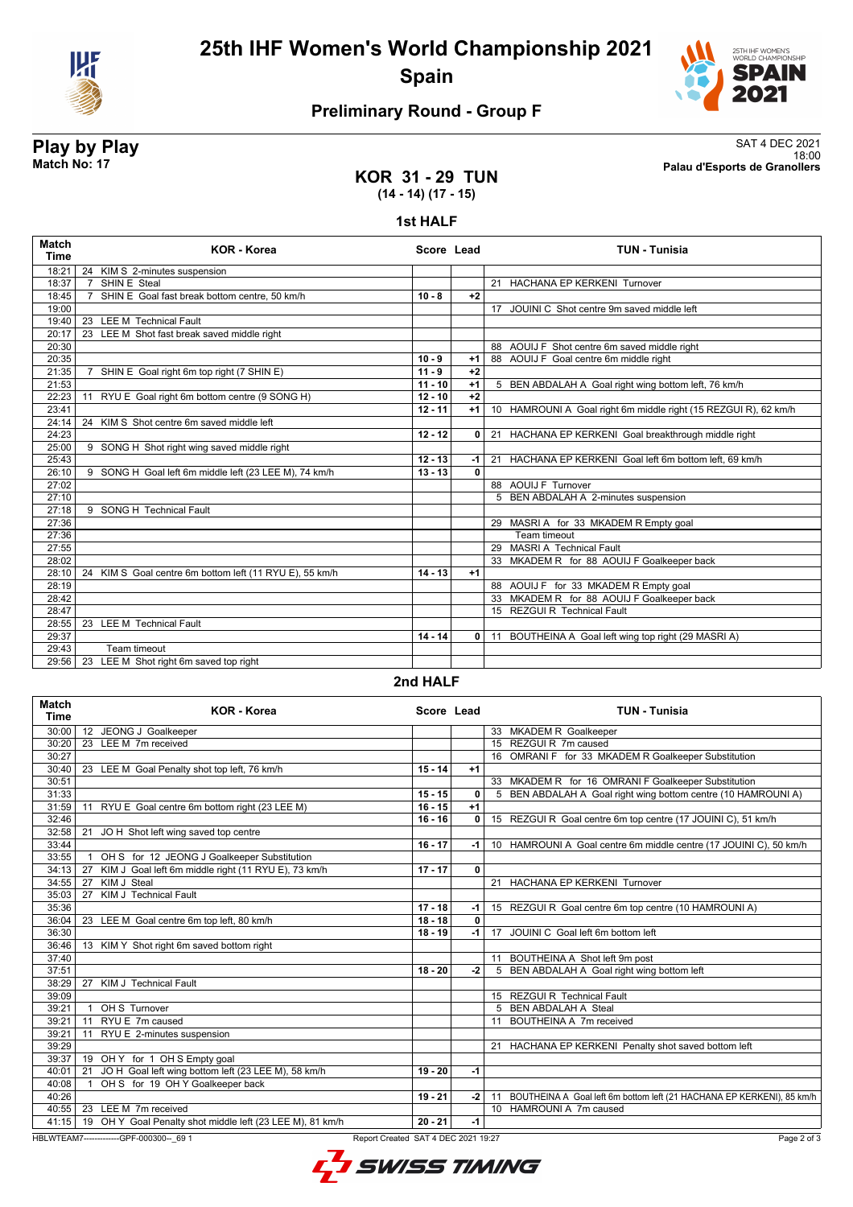# 25th IHF Women's World Championship 2021
## Spain

### Preliminary Round - Group F

**Play by Play**
**Match No: 17**

SAT 4 DEC 2021
18:00
**Palau d'Esports de Granollers**

## KOR 31 - 29 TUN
**(14 - 14) (17 - 15)**

### 1st HALF

| Match Time | KOR - Korea | Score | Lead | TUN - Tunisia |
|---|---|---|---|---|
| 18:21 | 24 KIM S 2-minutes suspension | | | |
| 18:37 | 7 SHIN E Steal | | | 21 HACHANA EP KERKENI Turnover |
| 18:45 | 7 SHIN E Goal fast break bottom centre, 50 km/h | 10 - 8 | +2 | |
| 19:00 | | | | 17 JOUINI C Shot centre 9m saved middle left |
| 19:40 | 23 LEE M Technical Fault | | | |
| 20:17 | 23 LEE M Shot fast break saved middle right | | | |
| 20:30 | | | | 88 AOUIJ F Shot centre 6m saved middle right |
| 20:35 | | 10 - 9 | +1 | 88 AOUIJ F Goal centre 6m middle right |
| 21:35 | 7 SHIN E Goal right 6m top right (7 SHIN E) | 11 - 9 | +2 | |
| 21:53 | | 11 - 10 | +1 | 5 BEN ABDALAH A Goal right wing bottom left, 76 km/h |
| 22:23 | 11 RYU E Goal right 6m bottom centre (9 SONG H) | 12 - 10 | +2 | |
| 23:41 | | 12 - 11 | +1 | 10 HAMROUNI A Goal right 6m middle right (15 REZGUI R), 62 km/h |
| 24:14 | 24 KIM S Shot centre 6m saved middle left | | | |
| 24:23 | | 12 - 12 | 0 | 21 HACHANA EP KERKENI Goal breakthrough middle right |
| 25:00 | 9 SONG H Shot right wing saved middle right | | | |
| 25:43 | | 12 - 13 | -1 | 21 HACHANA EP KERKENI Goal left 6m bottom left, 69 km/h |
| 26:10 | 9 SONG H Goal left 6m middle left (23 LEE M), 74 km/h | 13 - 13 | 0 | |
| 27:02 | | | | 88 AOUIJ F Turnover |
| 27:10 | | | | 5 BEN ABDALAH A 2-minutes suspension |
| 27:18 | 9 SONG H Technical Fault | | | |
| 27:36 | | | | 29 MASRI A for 33 MKADEM R Empty goal |
| 27:36 | | | | Team timeout |
| 27:55 | | | | 29 MASRI A Technical Fault |
| 28:02 | | | | 33 MKADEM R for 88 AOUIJ F Goalkeeper back |
| 28:10 | 24 KIM S Goal centre 6m bottom left (11 RYU E), 55 km/h | 14 - 13 | +1 | |
| 28:19 | | | | 88 AOUIJ F for 33 MKADEM R Empty goal |
| 28:42 | | | | 33 MKADEM R for 88 AOUIJ F Goalkeeper back |
| 28:47 | | | | 15 REZGUI R Technical Fault |
| 28:55 | 23 LEE M Technical Fault | | | |
| 29:37 | | 14 - 14 | 0 | 11 BOUTHEINA A Goal left wing top right (29 MASRI A) |
| 29:43 | Team timeout | | | |
| 29:56 | 23 LEE M Shot right 6m saved top right | | | |

### 2nd HALF

| Match Time | KOR - Korea | Score | Lead | TUN - Tunisia |
|---|---|---|---|---|
| 30:00 | 12 JEONG J Goalkeeper | | | 33 MKADEM R Goalkeeper |
| 30:20 | 23 LEE M 7m received | | | 15 REZGUI R 7m caused |
| 30:27 | | | | 16 OMRANI F for 33 MKADEM R Goalkeeper Substitution |
| 30:40 | 23 LEE M Goal Penalty shot top left, 76 km/h | 15 - 14 | +1 | |
| 30:51 | | | | 33 MKADEM R for 16 OMRANI F Goalkeeper Substitution |
| 31:33 | | 15 - 15 | 0 | 5 BEN ABDALAH A Goal right wing bottom centre (10 HAMROUNI A) |
| 31:59 | 11 RYU E Goal centre 6m bottom right (23 LEE M) | 16 - 15 | +1 | |
| 32:46 | | 16 - 16 | 0 | 15 REZGUI R Goal centre 6m top centre (17 JOUINI C), 51 km/h |
| 32:58 | 21 JO H Shot left wing saved top centre | | | |
| 33:44 | | 16 - 17 | -1 | 10 HAMROUNI A Goal centre 6m middle centre (17 JOUINI C), 50 km/h |
| 33:55 | 1 OH S for 12 JEONG J Goalkeeper Substitution | | | |
| 34:13 | 27 KIM J Goal left 6m middle right (11 RYU E), 73 km/h | 17 - 17 | 0 | |
| 34:55 | 27 KIM J Steal | | | 21 HACHANA EP KERKENI Turnover |
| 35:03 | 27 KIM J Technical Fault | | | |
| 35:36 | | 17 - 18 | -1 | 15 REZGUI R Goal centre 6m top centre (10 HAMROUNI A) |
| 36:04 | 23 LEE M Goal centre 6m top left, 80 km/h | 18 - 18 | 0 | |
| 36:30 | | 18 - 19 | -1 | 17 JOUINI C Goal left 6m bottom left |
| 36:46 | 13 KIM Y Shot right 6m saved bottom right | | | |
| 37:40 | | | | 11 BOUTHEINA A Shot left 9m post |
| 37:51 | | 18 - 20 | -2 | 5 BEN ABDALAH A Goal right wing bottom left |
| 38:29 | 27 KIM J Technical Fault | | | |
| 39:09 | | | | 15 REZGUI R Technical Fault |
| 39:21 | 1 OH S Turnover | | | 5 BEN ABDALAH A Steal |
| 39:21 | 11 RYU E 7m caused | | | 11 BOUTHEINA A 7m received |
| 39:21 | 11 RYU E 2-minutes suspension | | | |
| 39:29 | | | | 21 HACHANA EP KERKENI Penalty shot saved bottom left |
| 39:37 | 19 OH Y for 1 OH S Empty goal | | | |
| 40:01 | 21 JO H Goal left wing bottom left (23 LEE M), 58 km/h | 19 - 20 | -1 | |
| 40:08 | 1 OH S for 19 OH Y Goalkeeper back | | | |
| 40:26 | | 19 - 21 | -2 | 11 BOUTHEINA A Goal left 6m bottom left (21 HACHANA EP KERKENI), 85 km/h |
| 40:55 | 23 LEE M 7m received | | | 10 HAMROUNI A 7m caused |
| 41:15 | 19 OH Y Goal Penalty shot middle left (23 LEE M), 81 km/h | 20 - 21 | -1 | |

HBLWTEAM7-------------GPF-000300--_69 1 Report Created SAT 4 DEC 2021 19:27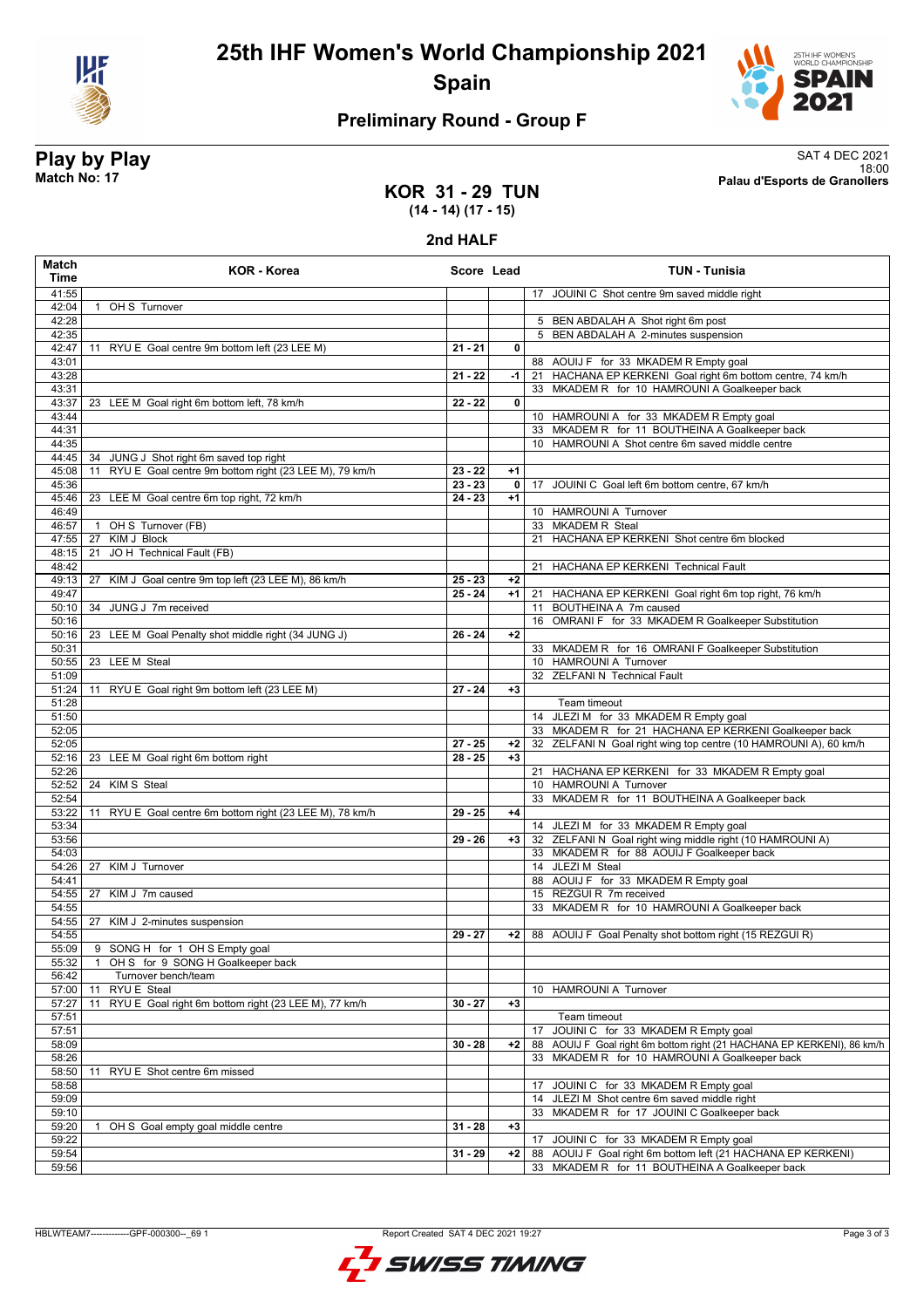# 25th IHF Women's World Championship 2021

## Spain

### Preliminary Round - Group F

**Play by Play**
**Match No: 17**

SAT 4 DEC 2021
18:00
**Palau d'Esports de Granollers**

## KOR 31 - 29 TUN
**(14 - 14) (17 - 15)**

### 2nd HALF

| Match Time | KOR - Korea | Score | Lead | TUN - Tunisia |
|---|---|---|---|---|
| 41:55 | | | | 17 JOUINI C Shot centre 9m saved middle right |
| 42:04 | 1 OH S Turnover | | | |
| 42:28 | | | | 5 BEN ABDALAH A Shot right 6m post |
| 42:35 | | | | 5 BEN ABDALAH A 2-minutes suspension |
| 42:47 | 11 RYU E Goal centre 9m bottom left (23 LEE M) | 21 - 21 | 0 | |
| 43:01 | | | | 88 AOUIJ F for 33 MKADEM R Empty goal |
| 43:28 | | 21 - 22 | -1 | 21 HACHANA EP KERKENI Goal right 6m bottom centre, 74 km/h |
| 43:31 | | | | 33 MKADEM R for 10 HAMROUNI A Goalkeeper back |
| 43:37 | 23 LEE M Goal right 6m bottom left, 78 km/h | 22 - 22 | 0 | |
| 43:44 | | | | 10 HAMROUNI A for 33 MKADEM R Empty goal |
| 44:31 | | | | 33 MKADEM R for 11 BOUTHEINA A Goalkeeper back |
| 44:35 | | | | 10 HAMROUNI A Shot centre 6m saved middle centre |
| 44:45 | 34 JUNG J Shot right 6m saved top right | | | |
| 45:08 | 11 RYU E Goal centre 9m bottom right (23 LEE M), 79 km/h | 23 - 22 | +1 | |
| 45:36 | | 23 - 23 | 0 | 17 JOUINI C Goal left 6m bottom centre, 67 km/h |
| 45:46 | 23 LEE M Goal centre 6m top right, 72 km/h | 24 - 23 | +1 | |
| 46:49 | | | | 10 HAMROUNI A Turnover |
| 46:57 | 1 OH S Turnover (FB) | | | 33 MKADEM R Steal |
| 47:55 | 27 KIM J Block | | | 21 HACHANA EP KERKENI Shot centre 6m blocked |
| 48:15 | 21 JO H Technical Fault (FB) | | | |
| 48:42 | | | | 21 HACHANA EP KERKENI Technical Fault |
| 49:13 | 27 KIM J Goal centre 9m top left (23 LEE M), 86 km/h | 25 - 23 | +2 | |
| 49:47 | | 25 - 24 | +1 | 21 HACHANA EP KERKENI Goal right 6m top right, 76 km/h |
| 50:10 | 34 JUNG J 7m received | | | 11 BOUTHEINA A 7m caused |
| 50:16 | | | | 16 OMRANI F for 33 MKADEM R Goalkeeper Substitution |
| 50:16 | 23 LEE M Goal Penalty shot middle right (34 JUNG J) | 26 - 24 | +2 | |
| 50:31 | | | | 33 MKADEM R for 16 OMRANI F Goalkeeper Substitution |
| 50:55 | 23 LEE M Steal | | | 10 HAMROUNI A Turnover |
| 51:09 | | | | 32 ZELFANI N Technical Fault |
| 51:24 | 11 RYU E Goal right 9m bottom left (23 LEE M) | 27 - 24 | +3 | |
| 51:28 | | | | Team timeout |
| 51:50 | | | | 14 JLEZI M for 33 MKADEM R Empty goal |
| 52:05 | | | | 33 MKADEM R for 21 HACHANA EP KERKENI Goalkeeper back |
| 52:05 | | 27 - 25 | +2 | 32 ZELFANI N Goal right wing top centre (10 HAMROUNI A), 60 km/h |
| 52:16 | 23 LEE M Goal right 6m bottom right | 28 - 25 | +3 | |
| 52:26 | | | | 21 HACHANA EP KERKENI for 33 MKADEM R Empty goal |
| 52:52 | 24 KIM S Steal | | | 10 HAMROUNI A Turnover |
| 52:54 | | | | 33 MKADEM R for 11 BOUTHEINA A Goalkeeper back |
| 53:22 | 11 RYU E Goal centre 6m bottom right (23 LEE M), 78 km/h | 29 - 25 | +4 | |
| 53:34 | | | | 14 JLEZI M for 33 MKADEM R Empty goal |
| 53:56 | | 29 - 26 | +3 | 32 ZELFANI N Goal right wing middle right (10 HAMROUNI A) |
| 54:03 | | | | 33 MKADEM R for 88 AOUIJ F Goalkeeper back |
| 54:26 | 27 KIM J Turnover | | | 14 JLEZI M Steal |
| 54:41 | | | | 88 AOUIJ F for 33 MKADEM R Empty goal |
| 54:55 | 27 KIM J 7m caused | | | 15 REZGUI R 7m received |
| 54:55 | | | | 33 MKADEM R for 10 HAMROUNI A Goalkeeper back |
| 54:55 | 27 KIM J 2-minutes suspension | | | |
| 54:55 | | 29 - 27 | +2 | 88 AOUIJ F Goal Penalty shot bottom right (15 REZGUI R) |
| 55:09 | 9 SONG H for 1 OH S Empty goal | | | |
| 55:32 | 1 OH S for 9 SONG H Goalkeeper back | | | |
| 56:42 | Turnover bench/team | | | |
| 57:00 | 11 RYU E Steal | | | 10 HAMROUNI A Turnover |
| 57:27 | 11 RYU E Goal right 6m bottom right (23 LEE M), 77 km/h | 30 - 27 | +3 | |
| 57:51 | | | | Team timeout |
| 57:51 | | | | 17 JOUINI C for 33 MKADEM R Empty goal |
| 58:09 | | 30 - 28 | +2 | 88 AOUIJ F Goal right 6m bottom right (21 HACHANA EP KERKENI), 86 km/h |
| 58:26 | | | | 33 MKADEM R for 10 HAMROUNI A Goalkeeper back |
| 58:50 | 11 RYU E Shot centre 6m missed | | | |
| 58:58 | | | | 17 JOUINI C for 33 MKADEM R Empty goal |
| 59:09 | | | | 14 JLEZI M Shot centre 6m saved middle right |
| 59:10 | | | | 33 MKADEM R for 17 JOUINI C Goalkeeper back |
| 59:20 | 1 OH S Goal empty goal middle centre | 31 - 28 | +3 | |
| 59:22 | | | | 17 JOUINI C for 33 MKADEM R Empty goal |
| 59:54 | | 31 - 29 | +2 | 88 AOUIJ F Goal right 6m bottom left (21 HACHANA EP KERKENI) |
| 59:56 | | | | 33 MKADEM R for 11 BOUTHEINA A Goalkeeper back |

HBLWTEAM7-------------GPF-000300--_69 1 Report Created SAT 4 DEC 2021 19:27